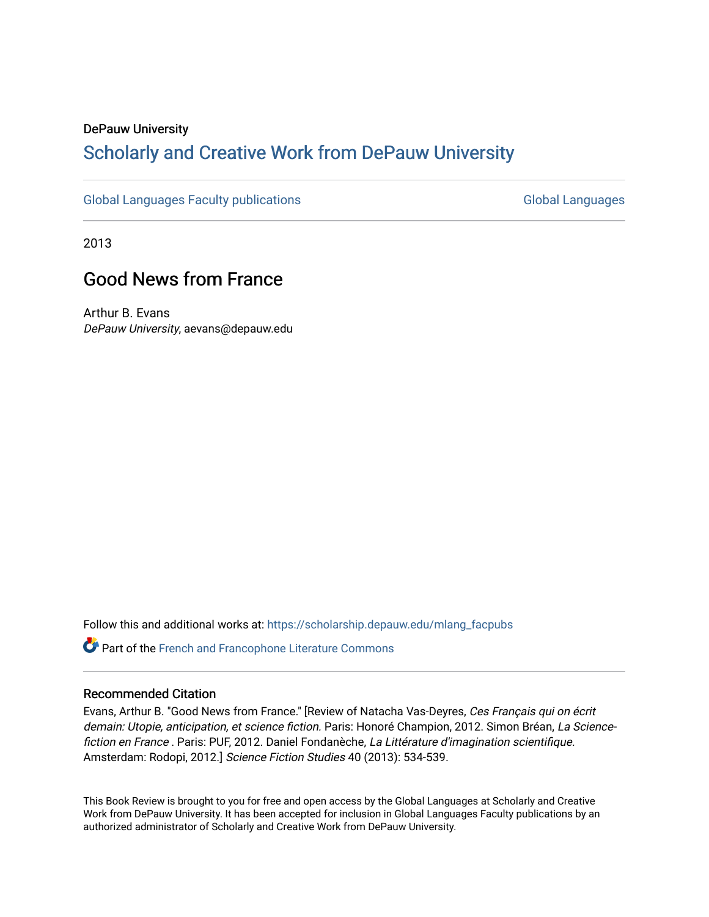DePauw University

# Scholarly and Creative Work from DePauw University

Global Languages Faculty publications

Global Languages

2013

## Good News from France

Arthur B. Evans
*DePauw University*, aevans@depauw.edu

Follow this and additional works at: https://scholarship.depauw.edu/mlang_facpubs

Part of the French and Francophone Literature Commons

### Recommended Citation

Evans, Arthur B. "Good News from France." [Review of Natacha Vas-Deyres, *Ces Français qui on écrit demain: Utopie, anticipation, et science fiction.* Paris: Honoré Champion, 2012. Simon Bréan, *La Science-fiction en France* . Paris: PUF, 2012. Daniel Fondanèche, *La Littérature d'imagination scientifique.* Amsterdam: Rodopi, 2012.] *Science Fiction Studies* 40 (2013): 534-539.

This Book Review is brought to you for free and open access by the Global Languages at Scholarly and Creative Work from DePauw University. It has been accepted for inclusion in Global Languages Faculty publications by an authorized administrator of Scholarly and Creative Work from DePauw University.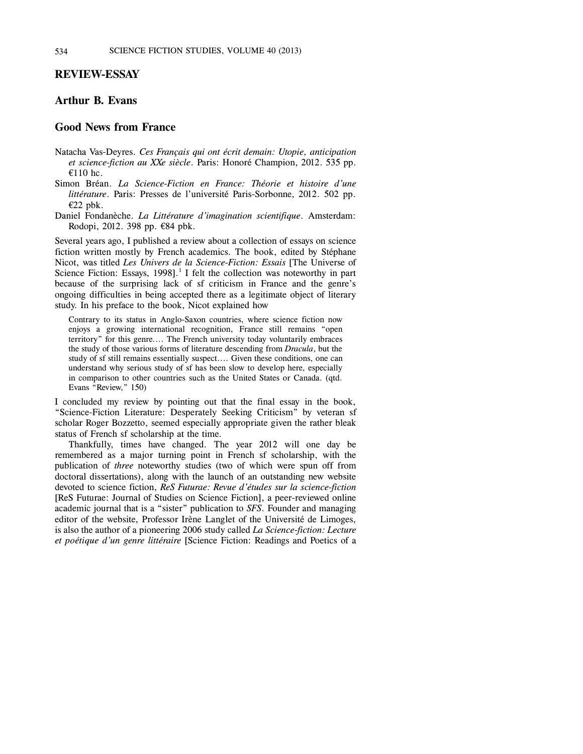## REVIEW-ESSAY

## Arthur B. Evans

## Good News from France

Natacha Vas-Deyres. *Ces Français qui ont écrit demain: Utopie, anticipation et science-fiction au XXe siècle*. Paris: Honoré Champion, 2012. 535 pp. €110 hc.

Simon Bréan. *La Science-Fiction en France: Théorie et histoire d'une littérature*. Paris: Presses de l'université Paris-Sorbonne, 2012. 502 pp. €22 pbk.

Daniel Fondanèche. *La Littérature d'imagination scientifique*. Amsterdam: Rodopi, 2012. 398 pp. €84 pbk.

Several years ago, I published a review about a collection of essays on science fiction written mostly by French academics. The book, edited by Stéphane Nicot, was titled *Les Univers de la Science-Fiction: Essais* [The Universe of Science Fiction: Essays, 1998].[1] I felt the collection was noteworthy in part because of the surprising lack of sf criticism in France and the genre's ongoing difficulties in being accepted there as a legitimate object of literary study. In his preface to the book, Nicot explained how

> Contrary to its status in Anglo-Saxon countries, where science fiction now enjoys a growing international recognition, France still remains "open territory" for this genre.... The French university today voluntarily embraces the study of those various forms of literature descending from *Dracula*, but the study of sf still remains essentially suspect.... Given these conditions, one can understand why serious study of sf has been slow to develop here, especially in comparison to other countries such as the United States or Canada. (qtd. Evans "Review," 150)

I concluded my review by pointing out that the final essay in the book, "Science-Fiction Literature: Desperately Seeking Criticism" by veteran sf scholar Roger Bozzetto, seemed especially appropriate given the rather bleak status of French sf scholarship at the time.

Thankfully, times have changed. The year 2012 will one day be remembered as a major turning point in French sf scholarship, with the publication of *three* noteworthy studies (two of which were spun off from doctoral dissertations), along with the launch of an outstanding new website devoted to science fiction, *ReS Futurae: Revue d'études sur la science-fiction* [ReS Futurae: Journal of Studies on Science Fiction], a peer-reviewed online academic journal that is a "sister" publication to *SFS*. Founder and managing editor of the website, Professor Irène Langlet of the Université de Limoges, is also the author of a pioneering 2006 study called *La Science-fiction: Lecture et poétique d'un genre littéraire* [Science Fiction: Readings and Poetics of a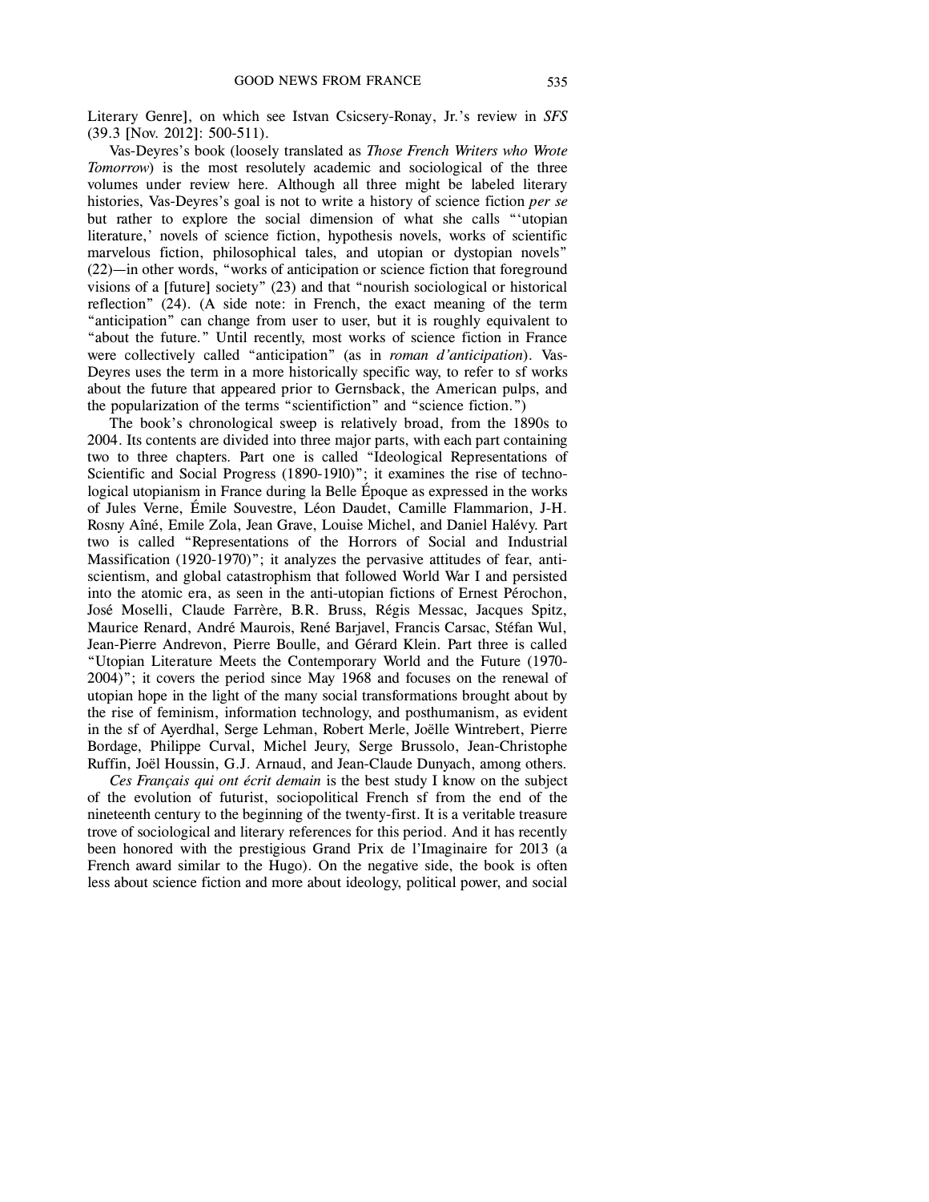Literary Genre], on which see Istvan Csicsery-Ronay, Jr.'s review in *SFS* (39.3 [Nov. 2012]: 500-511).

Vas-Deyres's book (loosely translated as *Those French Writers who Wrote Tomorrow*) is the most resolutely academic and sociological of the three volumes under review here. Although all three might be labeled literary histories, Vas-Deyres's goal is not to write a history of science fiction *per se* but rather to explore the social dimension of what she calls "'utopian literature,' novels of science fiction, hypothesis novels, works of scientific marvelous fiction, philosophical tales, and utopian or dystopian novels" (22)—in other words, "works of anticipation or science fiction that foreground visions of a [future] society" (23) and that "nourish sociological or historical reflection" (24). (A side note: in French, the exact meaning of the term "anticipation" can change from user to user, but it is roughly equivalent to "about the future." Until recently, most works of science fiction in France were collectively called "anticipation" (as in *roman d'anticipation*). Vas-Deyres uses the term in a more historically specific way, to refer to sf works about the future that appeared prior to Gernsback, the American pulps, and the popularization of the terms "scientifiction" and "science fiction.")

The book's chronological sweep is relatively broad, from the 1890s to 2004. Its contents are divided into three major parts, with each part containing two to three chapters. Part one is called "Ideological Representations of Scientific and Social Progress (1890-1910)"; it examines the rise of technological utopianism in France during la Belle Époque as expressed in the works of Jules Verne, Émile Souvestre, Léon Daudet, Camille Flammarion, J-H. Rosny Aîné, Emile Zola, Jean Grave, Louise Michel, and Daniel Halévy. Part two is called "Representations of the Horrors of Social and Industrial Massification (1920-1970)"; it analyzes the pervasive attitudes of fear, anti-scientism, and global catastrophism that followed World War I and persisted into the atomic era, as seen in the anti-utopian fictions of Ernest Pérochon, José Moselli, Claude Farrère, B.R. Bruss, Régis Messac, Jacques Spitz, Maurice Renard, André Maurois, René Barjavel, Francis Carsac, Stéfan Wul, Jean-Pierre Andrevon, Pierre Boulle, and Gérard Klein. Part three is called "Utopian Literature Meets the Contemporary World and the Future (1970-2004)"; it covers the period since May 1968 and focuses on the renewal of utopian hope in the light of the many social transformations brought about by the rise of feminism, information technology, and posthumanism, as evident in the sf of Ayerdhal, Serge Lehman, Robert Merle, Joëlle Wintrebert, Pierre Bordage, Philippe Curval, Michel Jeury, Serge Brussolo, Jean-Christophe Ruffin, Joël Houssin, G.J. Arnaud, and Jean-Claude Dunyach, among others.

*Ces Français qui ont écrit demain* is the best study I know on the subject of the evolution of futurist, sociopolitical French sf from the end of the nineteenth century to the beginning of the twenty-first. It is a veritable treasure trove of sociological and literary references for this period. And it has recently been honored with the prestigious Grand Prix de l'Imaginaire for 2013 (a French award similar to the Hugo). On the negative side, the book is often less about science fiction and more about ideology, political power, and social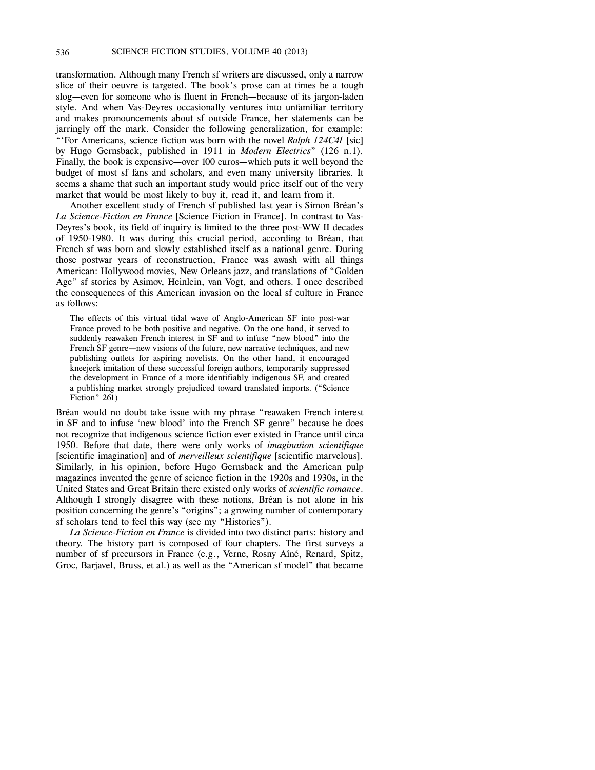transformation. Although many French sf writers are discussed, only a narrow slice of their oeuvre is targeted. The book's prose can at times be a tough slog—even for someone who is fluent in French—because of its jargon-laden style. And when Vas-Deyres occasionally ventures into unfamiliar territory and makes pronouncements about sf outside France, her statements can be jarringly off the mark. Consider the following generalization, for example: "'For Americans, science fiction was born with the novel *Ralph 124C4l* [sic] by Hugo Gernsback, published in 1911 in *Modern Electrics*" (126 n.1). Finally, the book is expensive—over 100 euros—which puts it well beyond the budget of most sf fans and scholars, and even many university libraries. It seems a shame that such an important study would price itself out of the very market that would be most likely to buy it, read it, and learn from it.

Another excellent study of French sf published last year is Simon Bréan's *La Science-Fiction en France* [Science Fiction in France]. In contrast to Vas-Deyres's book, its field of inquiry is limited to the three post-WW II decades of 1950-1980. It was during this crucial period, according to Bréan, that French sf was born and slowly established itself as a national genre. During those postwar years of reconstruction, France was awash with all things American: Hollywood movies, New Orleans jazz, and translations of "Golden Age" sf stories by Asimov, Heinlein, van Vogt, and others. I once described the consequences of this American invasion on the local sf culture in France as follows:

> The effects of this virtual tidal wave of Anglo-American SF into post-war France proved to be both positive and negative. On the one hand, it served to suddenly reawaken French interest in SF and to infuse "new blood" into the French SF genre—new visions of the future, new narrative techniques, and new publishing outlets for aspiring novelists. On the other hand, it encouraged kneejerk imitation of these successful foreign authors, temporarily suppressed the development in France of a more identifiably indigenous SF, and created a publishing market strongly prejudiced toward translated imports. ("Science Fiction" 261)

Bréan would no doubt take issue with my phrase "reawaken French interest in SF and to infuse 'new blood' into the French SF genre" because he does not recognize that indigenous science fiction ever existed in France until circa 1950. Before that date, there were only works of *imagination scientifique* [scientific imagination] and of *merveilleux scientifique* [scientific marvelous]. Similarly, in his opinion, before Hugo Gernsback and the American pulp magazines invented the genre of science fiction in the 1920s and 1930s, in the United States and Great Britain there existed only works of *scientific romance*. Although I strongly disagree with these notions, Bréan is not alone in his position concerning the genre's "origins"; a growing number of contemporary sf scholars tend to feel this way (see my "Histories").

*La Science-Fiction en France* is divided into two distinct parts: history and theory. The history part is composed of four chapters. The first surveys a number of sf precursors in France (e.g., Verne, Rosny Aîné, Renard, Spitz, Groc, Barjavel, Bruss, et al.) as well as the "American sf model" that became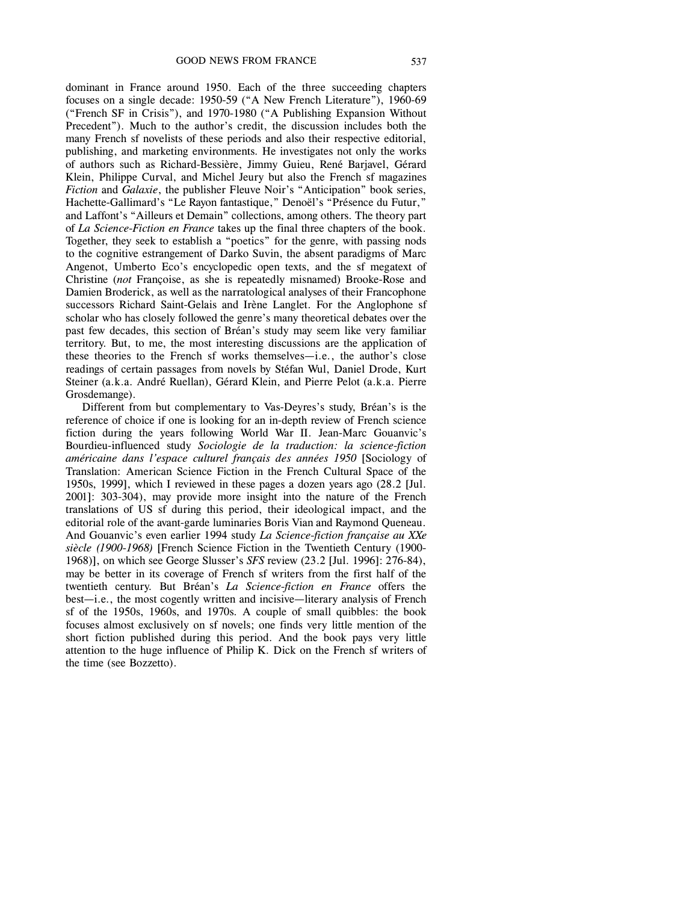dominant in France around 1950. Each of the three succeeding chapters focuses on a single decade: 1950-59 ("A New French Literature"), 1960-69 ("French SF in Crisis"), and 1970-1980 ("A Publishing Expansion Without Precedent"). Much to the author's credit, the discussion includes both the many French sf novelists of these periods and also their respective editorial, publishing, and marketing environments. He investigates not only the works of authors such as Richard-Bessière, Jimmy Guieu, René Barjavel, Gérard Klein, Philippe Curval, and Michel Jeury but also the French sf magazines *Fiction* and *Galaxie*, the publisher Fleuve Noir's "Anticipation" book series, Hachette-Gallimard's "Le Rayon fantastique," Denoël's "Présence du Futur," and Laffont's "Ailleurs et Demain" collections, among others. The theory part of *La Science-Fiction en France* takes up the final three chapters of the book. Together, they seek to establish a "poetics" for the genre, with passing nods to the cognitive estrangement of Darko Suvin, the absent paradigms of Marc Angenot, Umberto Eco's encyclopedic open texts, and the sf megatext of Christine (*not* Françoise, as she is repeatedly misnamed) Brooke-Rose and Damien Broderick, as well as the narratological analyses of their Francophone successors Richard Saint-Gelais and Irène Langlet. For the Anglophone sf scholar who has closely followed the genre's many theoretical debates over the past few decades, this section of Bréan's study may seem like very familiar territory. But, to me, the most interesting discussions are the application of these theories to the French sf works themselves—i.e., the author's close readings of certain passages from novels by Stéfan Wul, Daniel Drode, Kurt Steiner (a.k.a. André Ruellan), Gérard Klein, and Pierre Pelot (a.k.a. Pierre Grosdemange).

Different from but complementary to Vas-Deyres's study, Bréan's is the reference of choice if one is looking for an in-depth review of French science fiction during the years following World War II. Jean-Marc Gouanvic's Bourdieu-influenced study *Sociologie de la traduction: la science-fiction américaine dans l'espace culturel français des années 1950* [Sociology of Translation: American Science Fiction in the French Cultural Space of the 1950s, 1999], which I reviewed in these pages a dozen years ago (28.2 [Jul. 2001]: 303-304), may provide more insight into the nature of the French translations of US sf during this period, their ideological impact, and the editorial role of the avant-garde luminaries Boris Vian and Raymond Queneau. And Gouanvic's even earlier 1994 study *La Science-fiction française au XXe siècle (1900-1968)* [French Science Fiction in the Twentieth Century (1900-1968)], on which see George Slusser's *SFS* review (23.2 [Jul. 1996]: 276-84), may be better in its coverage of French sf writers from the first half of the twentieth century. But Bréan's *La Science-fiction en France* offers the best—i.e., the most cogently written and incisive—literary analysis of French sf of the 1950s, 1960s, and 1970s. A couple of small quibbles: the book focuses almost exclusively on sf novels; one finds very little mention of the short fiction published during this period. And the book pays very little attention to the huge influence of Philip K. Dick on the French sf writers of the time (see Bozzetto).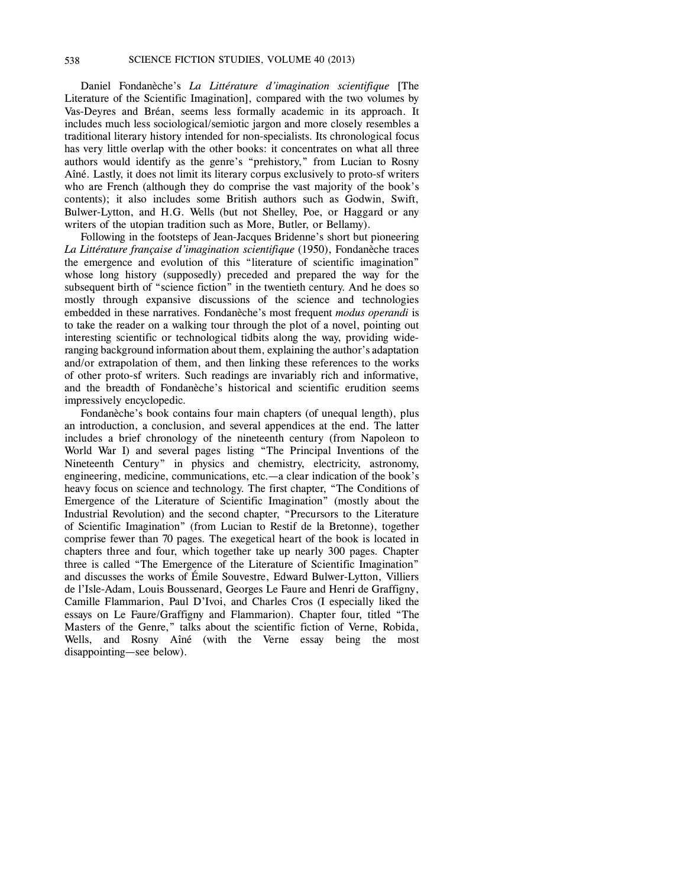Daniel Fondanèche's *La Littérature d'imagination scientifique* [The Literature of the Scientific Imagination], compared with the two volumes by Vas-Deyres and Bréan, seems less formally academic in its approach. It includes much less sociological/semiotic jargon and more closely resembles a traditional literary history intended for non-specialists. Its chronological focus has very little overlap with the other books: it concentrates on what all three authors would identify as the genre's "prehistory," from Lucian to Rosny Aîné. Lastly, it does not limit its literary corpus exclusively to proto-sf writers who are French (although they do comprise the vast majority of the book's contents); it also includes some British authors such as Godwin, Swift, Bulwer-Lytton, and H.G. Wells (but not Shelley, Poe, or Haggard or any writers of the utopian tradition such as More, Butler, or Bellamy).

Following in the footsteps of Jean-Jacques Bridenne's short but pioneering *La Littérature française d'imagination scientifique* (1950), Fondanèche traces the emergence and evolution of this "literature of scientific imagination" whose long history (supposedly) preceded and prepared the way for the subsequent birth of "science fiction" in the twentieth century. And he does so mostly through expansive discussions of the science and technologies embedded in these narratives. Fondanèche's most frequent *modus operandi* is to take the reader on a walking tour through the plot of a novel, pointing out interesting scientific or technological tidbits along the way, providing wide-ranging background information about them, explaining the author's adaptation and/or extrapolation of them, and then linking these references to the works of other proto-sf writers. Such readings are invariably rich and informative, and the breadth of Fondanèche's historical and scientific erudition seems impressively encyclopedic.

Fondanèche's book contains four main chapters (of unequal length), plus an introduction, a conclusion, and several appendices at the end. The latter includes a brief chronology of the nineteenth century (from Napoleon to World War I) and several pages listing "The Principal Inventions of the Nineteenth Century" in physics and chemistry, electricity, astronomy, engineering, medicine, communications, etc.—a clear indication of the book's heavy focus on science and technology. The first chapter, "The Conditions of Emergence of the Literature of Scientific Imagination" (mostly about the Industrial Revolution) and the second chapter, "Precursors to the Literature of Scientific Imagination" (from Lucian to Restif de la Bretonne), together comprise fewer than 70 pages. The exegetical heart of the book is located in chapters three and four, which together take up nearly 300 pages. Chapter three is called "The Emergence of the Literature of Scientific Imagination" and discusses the works of Émile Souvestre, Edward Bulwer-Lytton, Villiers de l'Isle-Adam, Louis Boussenard, Georges Le Faure and Henri de Graffigny, Camille Flammarion, Paul D'Ivoi, and Charles Cros (I especially liked the essays on Le Faure/Graffigny and Flammarion). Chapter four, titled "The Masters of the Genre," talks about the scientific fiction of Verne, Robida, Wells, and Rosny Aîné (with the Verne essay being the most disappointing—see below).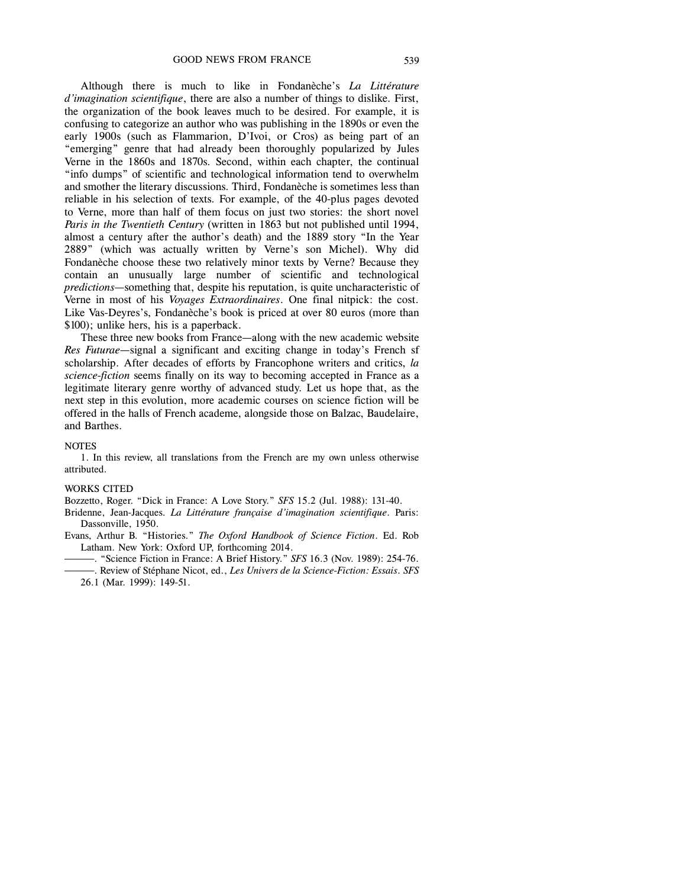Although there is much to like in Fondanèche's *La Littérature d'imagination scientifique*, there are also a number of things to dislike. First, the organization of the book leaves much to be desired. For example, it is confusing to categorize an author who was publishing in the 1890s or even the early 1900s (such as Flammarion, D'Ivoi, or Cros) as being part of an "emerging" genre that had already been thoroughly popularized by Jules Verne in the 1860s and 1870s. Second, within each chapter, the continual "info dumps" of scientific and technological information tend to overwhelm and smother the literary discussions. Third, Fondanèche is sometimes less than reliable in his selection of texts. For example, of the 40-plus pages devoted to Verne, more than half of them focus on just two stories: the short novel *Paris in the Twentieth Century* (written in 1863 but not published until 1994, almost a century after the author's death) and the 1889 story "In the Year 2889" (which was actually written by Verne's son Michel). Why did Fondanèche choose these two relatively minor texts by Verne? Because they contain an unusually large number of scientific and technological *predictions*—something that, despite his reputation, is quite uncharacteristic of Verne in most of his *Voyages Extraordinaires*. One final nitpick: the cost. Like Vas-Deyres's, Fondanèche's book is priced at over 80 euros (more than $100); unlike hers, his is a paperback.

These three new books from France—along with the new academic website *Res Futurae*—signal a significant and exciting change in today's French sf scholarship. After decades of efforts by Francophone writers and critics, *la science-fiction* seems finally on its way to becoming accepted in France as a legitimate literary genre worthy of advanced study. Let us hope that, as the next step in this evolution, more academic courses on science fiction will be offered in the halls of French academe, alongside those on Balzac, Baudelaire, and Barthes.

NOTES

1. In this review, all translations from the French are my own unless otherwise attributed.

WORKS CITED

Bozzetto, Roger. "Dick in France: A Love Story." *SFS* 15.2 (Jul. 1988): 131-40.

Bridenne, Jean-Jacques. *La Littérature française d'imagination scientifique*. Paris: Dassonville, 1950.

Evans, Arthur B. "Histories." *The Oxford Handbook of Science Fiction*. Ed. Rob Latham. New York: Oxford UP, forthcoming 2014.

———. "Science Fiction in France: A Brief History." *SFS* 16.3 (Nov. 1989): 254-76.

———. Review of Stéphane Nicot, ed., *Les Univers de la Science-Fiction: Essais*. *SFS* 26.1 (Mar. 1999): 149-51.